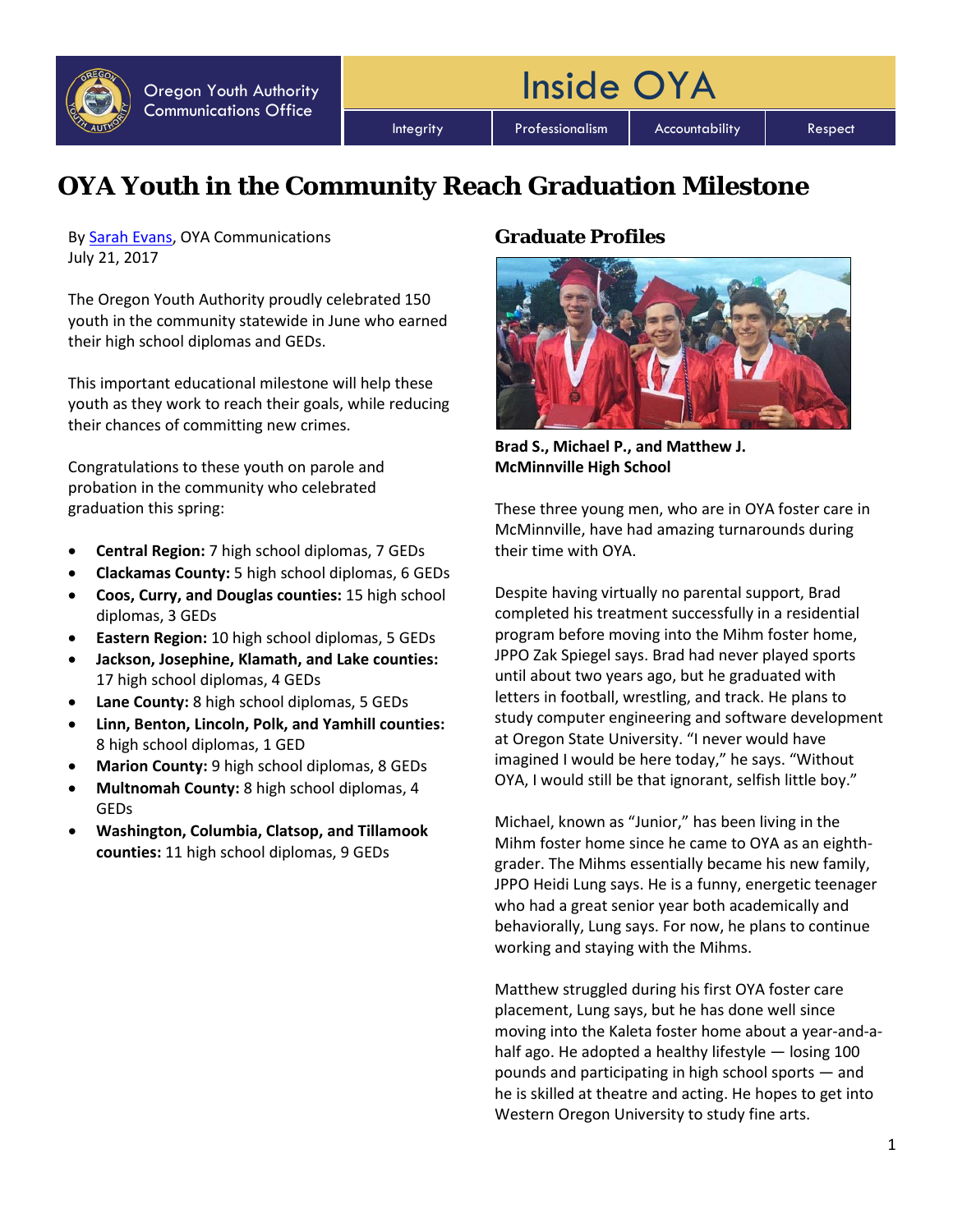Oregon Youth Authority Communications Office

# Inside OYA

Integrity | Professionalism | Accountability | Respect

## OYA Youth in the Community Reach Graduation Milestone

By [Sarah Evans](), OYA Communications
July 21, 2017

The Oregon Youth Authority proudly celebrated 150 youth in the community statewide in June who earned their high school diplomas and GEDs.

This important educational milestone will help these youth as they work to reach their goals, while reducing their chances of committing new crimes.

Congratulations to these youth on parole and probation in the community who celebrated graduation this spring:

- **Central Region:** 7 high school diplomas, 7 GEDs
- **Clackamas County:** 5 high school diplomas, 6 GEDs
- **Coos, Curry, and Douglas counties:** 15 high school diplomas, 3 GEDs
- **Eastern Region:** 10 high school diplomas, 5 GEDs
- **Jackson, Josephine, Klamath, and Lake counties:** 17 high school diplomas, 4 GEDs
- **Lane County:** 8 high school diplomas, 5 GEDs
- **Linn, Benton, Lincoln, Polk, and Yamhill counties:** 8 high school diplomas, 1 GED
- **Marion County:** 9 high school diplomas, 8 GEDs
- **Multnomah County:** 8 high school diplomas, 4 GEDs
- **Washington, Columbia, Clatsop, and Tillamook counties:** 11 high school diplomas, 9 GEDs

### Graduate Profiles

**Brad S., Michael P., and Matthew J.**
**McMinnville High School**

These three young men, who are in OYA foster care in McMinnville, have had amazing turnarounds during their time with OYA.

Despite having virtually no parental support, Brad completed his treatment successfully in a residential program before moving into the Mihm foster home, JPPO Zak Spiegel says. Brad had never played sports until about two years ago, but he graduated with letters in football, wrestling, and track. He plans to study computer engineering and software development at Oregon State University. "I never would have imagined I would be here today," he says. "Without OYA, I would still be that ignorant, selfish little boy."

Michael, known as "Junior," has been living in the Mihm foster home since he came to OYA as an eighth-grader. The Mihms essentially became his new family, JPPO Heidi Lung says. He is a funny, energetic teenager who had a great senior year both academically and behaviorally, Lung says. For now, he plans to continue working and staying with the Mihms.

Matthew struggled during his first OYA foster care placement, Lung says, but he has done well since moving into the Kaleta foster home about a year-and-a-half ago. He adopted a healthy lifestyle — losing 100 pounds and participating in high school sports — and he is skilled at theatre and acting. He hopes to get into Western Oregon University to study fine arts.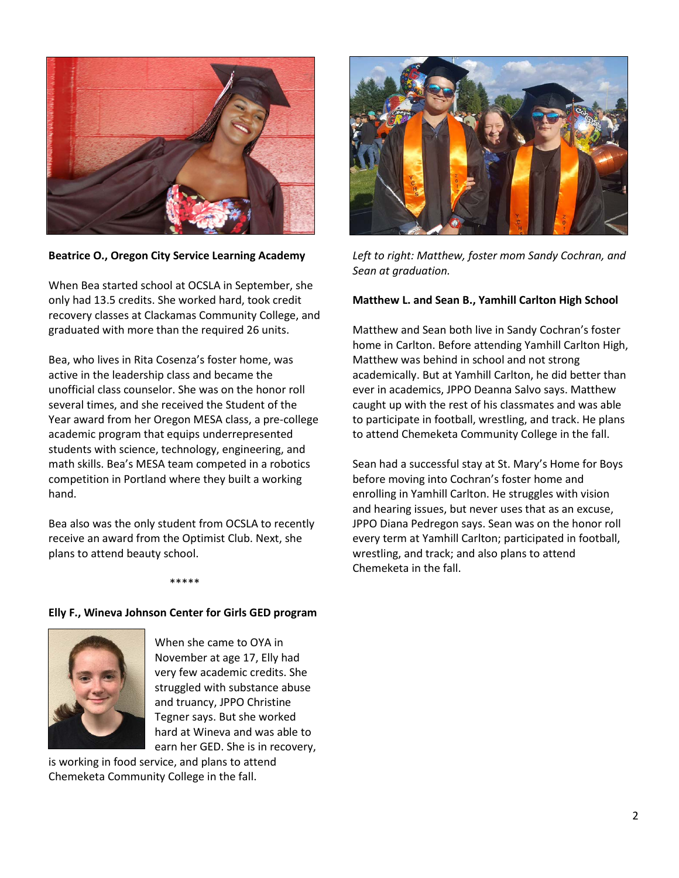**Beatrice O., Oregon City Service Learning Academy**

When Bea started school at OCSLA in September, she only had 13.5 credits. She worked hard, took credit recovery classes at Clackamas Community College, and graduated with more than the required 26 units.

Bea, who lives in Rita Cosenza's foster home, was active in the leadership class and became the unofficial class counselor. She was on the honor roll several times, and she received the Student of the Year award from her Oregon MESA class, a pre-college academic program that equips underrepresented students with science, technology, engineering, and math skills. Bea's MESA team competed in a robotics competition in Portland where they built a working hand.

Bea also was the only student from OCSLA to recently receive an award from the Optimist Club. Next, she plans to attend beauty school.

*****

**Elly F., Wineva Johnson Center for Girls GED program**

When she came to OYA in November at age 17, Elly had very few academic credits. She struggled with substance abuse and truancy, JPPO Christine Tegner says. But she worked hard at Wineva and was able to earn her GED. She is in recovery, is working in food service, and plans to attend Chemeketa Community College in the fall.

*Left to right: Matthew, foster mom Sandy Cochran, and Sean at graduation.*

**Matthew L. and Sean B., Yamhill Carlton High School**

Matthew and Sean both live in Sandy Cochran's foster home in Carlton. Before attending Yamhill Carlton High, Matthew was behind in school and not strong academically. But at Yamhill Carlton, he did better than ever in academics, JPPO Deanna Salvo says. Matthew caught up with the rest of his classmates and was able to participate in football, wrestling, and track. He plans to attend Chemeketa Community College in the fall.

Sean had a successful stay at St. Mary's Home for Boys before moving into Cochran's foster home and enrolling in Yamhill Carlton. He struggles with vision and hearing issues, but never uses that as an excuse, JPPO Diana Pedregon says. Sean was on the honor roll every term at Yamhill Carlton; participated in football, wrestling, and track; and also plans to attend Chemeketa in the fall.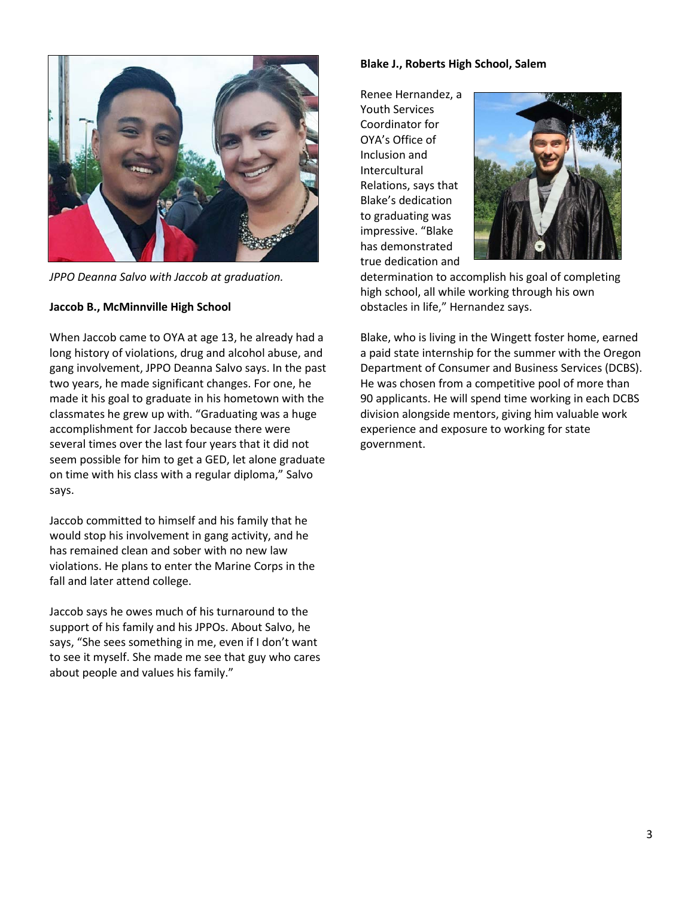*JPPO Deanna Salvo with Jaccob at graduation.*

**Jaccob B., McMinnville High School**

When Jaccob came to OYA at age 13, he already had a long history of violations, drug and alcohol abuse, and gang involvement, JPPO Deanna Salvo says. In the past two years, he made significant changes. For one, he made it his goal to graduate in his hometown with the classmates he grew up with. "Graduating was a huge accomplishment for Jaccob because there were several times over the last four years that it did not seem possible for him to get a GED, let alone graduate on time with his class with a regular diploma," Salvo says.

Jaccob committed to himself and his family that he would stop his involvement in gang activity, and he has remained clean and sober with no new law violations. He plans to enter the Marine Corps in the fall and later attend college.

Jaccob says he owes much of his turnaround to the support of his family and his JPPOs. About Salvo, he says, "She sees something in me, even if I don't want to see it myself. She made me see that guy who cares about people and values his family."

**Blake J., Roberts High School, Salem**

Renee Hernandez, a Youth Services Coordinator for OYA's Office of Inclusion and Intercultural Relations, says that Blake's dedication to graduating was impressive. "Blake has demonstrated true dedication and determination to accomplish his goal of completing high school, all while working through his own obstacles in life," Hernandez says.

Blake, who is living in the Wingett foster home, earned a paid state internship for the summer with the Oregon Department of Consumer and Business Services (DCBS). He was chosen from a competitive pool of more than 90 applicants. He will spend time working in each DCBS division alongside mentors, giving him valuable work experience and exposure to working for state government.